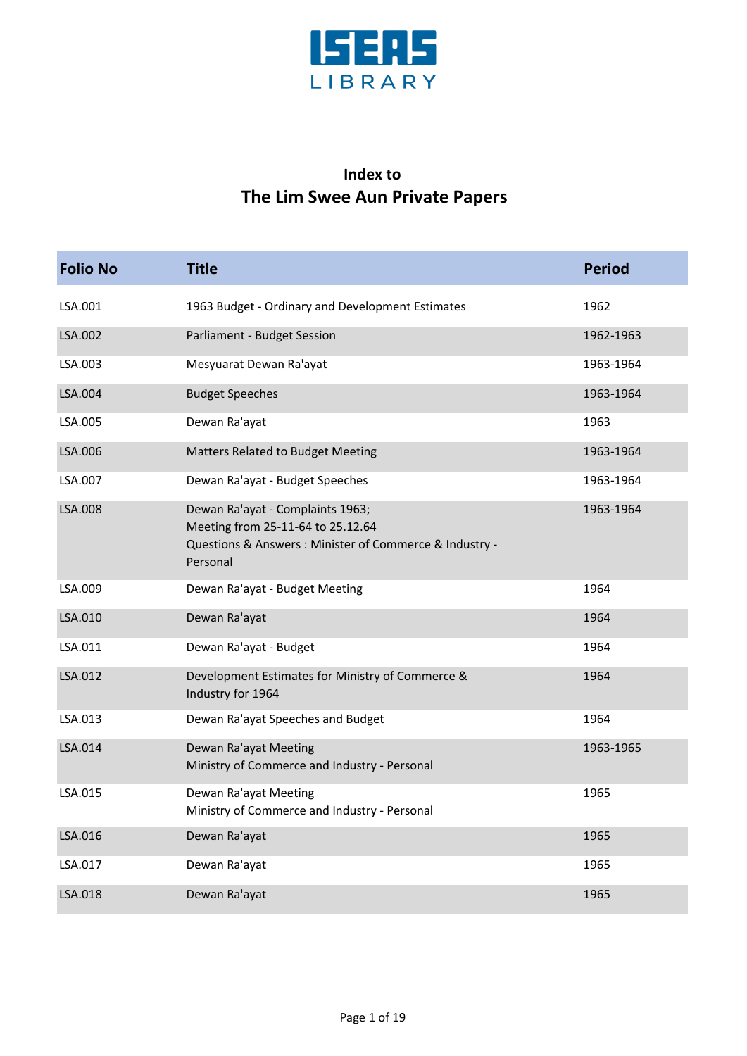ISEAS LIBRARY

## Index to
# The Lim Swee Aun Private Papers

| Folio No | Title | Period |
|---|---|---|
| LSA.001 | 1963 Budget - Ordinary and Development Estimates | 1962 |
| LSA.002 | Parliament - Budget Session | 1962-1963 |
| LSA.003 | Mesyuarat Dewan Ra'ayat | 1963-1964 |
| LSA.004 | Budget Speeches | 1963-1964 |
| LSA.005 | Dewan Ra'ayat | 1963 |
| LSA.006 | Matters Related to Budget Meeting | 1963-1964 |
| LSA.007 | Dewan Ra'ayat - Budget Speeches | 1963-1964 |
| LSA.008 | Dewan Ra'ayat - Complaints 1963;<br>Meeting from 25-11-64 to 25.12.64<br>Questions & Answers : Minister of Commerce & Industry - Personal | 1963-1964 |
| LSA.009 | Dewan Ra'ayat - Budget Meeting | 1964 |
| LSA.010 | Dewan Ra'ayat | 1964 |
| LSA.011 | Dewan Ra'ayat - Budget | 1964 |
| LSA.012 | Development Estimates for Ministry of Commerce & Industry for 1964 | 1964 |
| LSA.013 | Dewan Ra'ayat Speeches and Budget | 1964 |
| LSA.014 | Dewan Ra'ayat Meeting<br>Ministry of Commerce and Industry - Personal | 1963-1965 |
| LSA.015 | Dewan Ra'ayat Meeting<br>Ministry of Commerce and Industry - Personal | 1965 |
| LSA.016 | Dewan Ra'ayat | 1965 |
| LSA.017 | Dewan Ra'ayat | 1965 |
| LSA.018 | Dewan Ra'ayat | 1965 |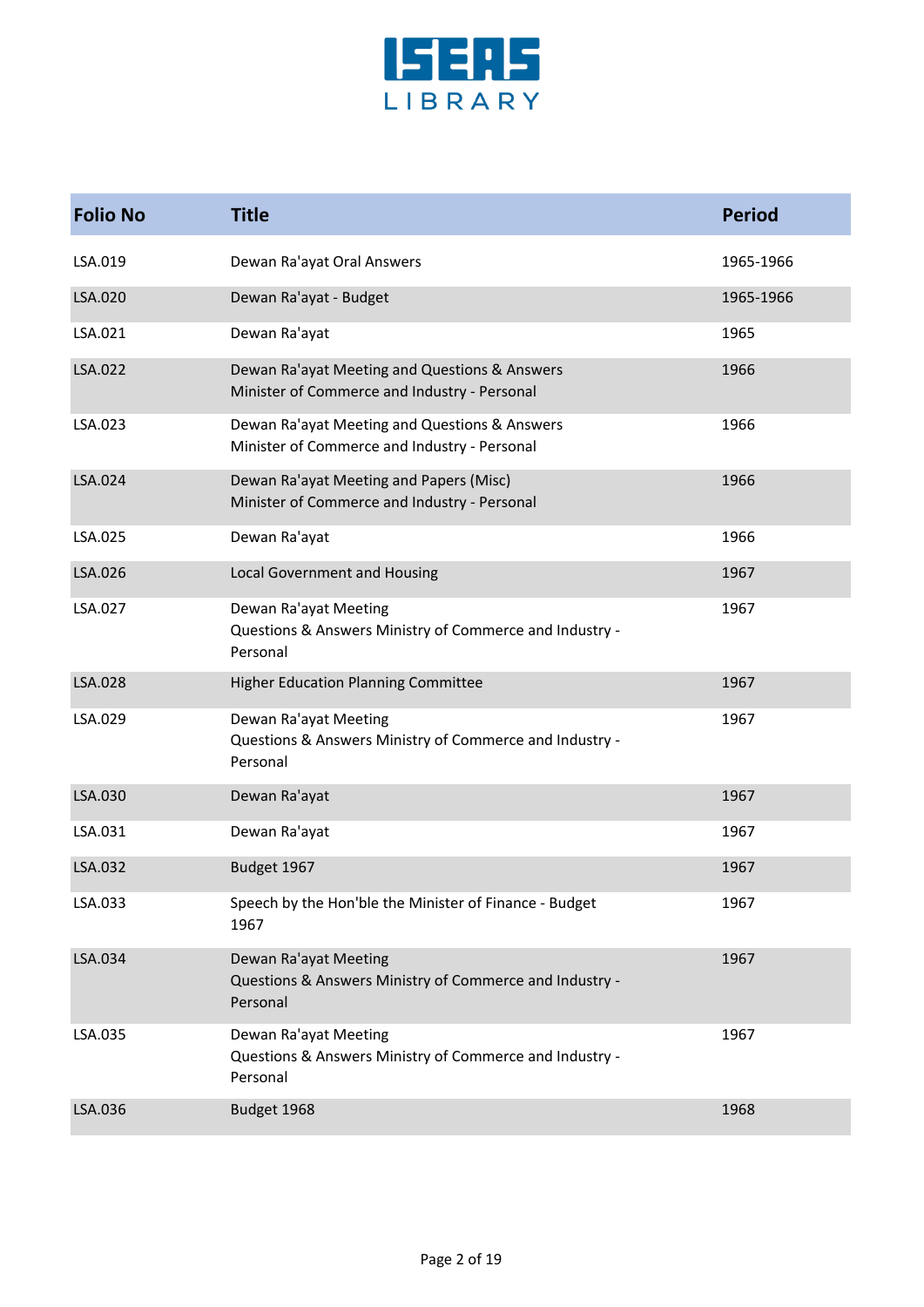| Folio No | Title | Period |
|---|---|---|
| LSA.019 | Dewan Ra'ayat Oral Answers | 1965-1966 |
| LSA.020 | Dewan Ra'ayat - Budget | 1965-1966 |
| LSA.021 | Dewan Ra'ayat | 1965 |
| LSA.022 | Dewan Ra'ayat Meeting and Questions & Answers Minister of Commerce and Industry - Personal | 1966 |
| LSA.023 | Dewan Ra'ayat Meeting and Questions & Answers Minister of Commerce and Industry - Personal | 1966 |
| LSA.024 | Dewan Ra'ayat Meeting and Papers (Misc) Minister of Commerce and Industry - Personal | 1966 |
| LSA.025 | Dewan Ra'ayat | 1966 |
| LSA.026 | Local Government and Housing | 1967 |
| LSA.027 | Dewan Ra'ayat Meeting Questions & Answers Ministry of Commerce and Industry - Personal | 1967 |
| LSA.028 | Higher Education Planning Committee | 1967 |
| LSA.029 | Dewan Ra'ayat Meeting Questions & Answers Ministry of Commerce and Industry - Personal | 1967 |
| LSA.030 | Dewan Ra'ayat | 1967 |
| LSA.031 | Dewan Ra'ayat | 1967 |
| LSA.032 | Budget 1967 | 1967 |
| LSA.033 | Speech by the Hon'ble the Minister of Finance - Budget 1967 | 1967 |
| LSA.034 | Dewan Ra'ayat Meeting Questions & Answers Ministry of Commerce and Industry - Personal | 1967 |
| LSA.035 | Dewan Ra'ayat Meeting Questions & Answers Ministry of Commerce and Industry - Personal | 1967 |
| LSA.036 | Budget 1968 | 1968 |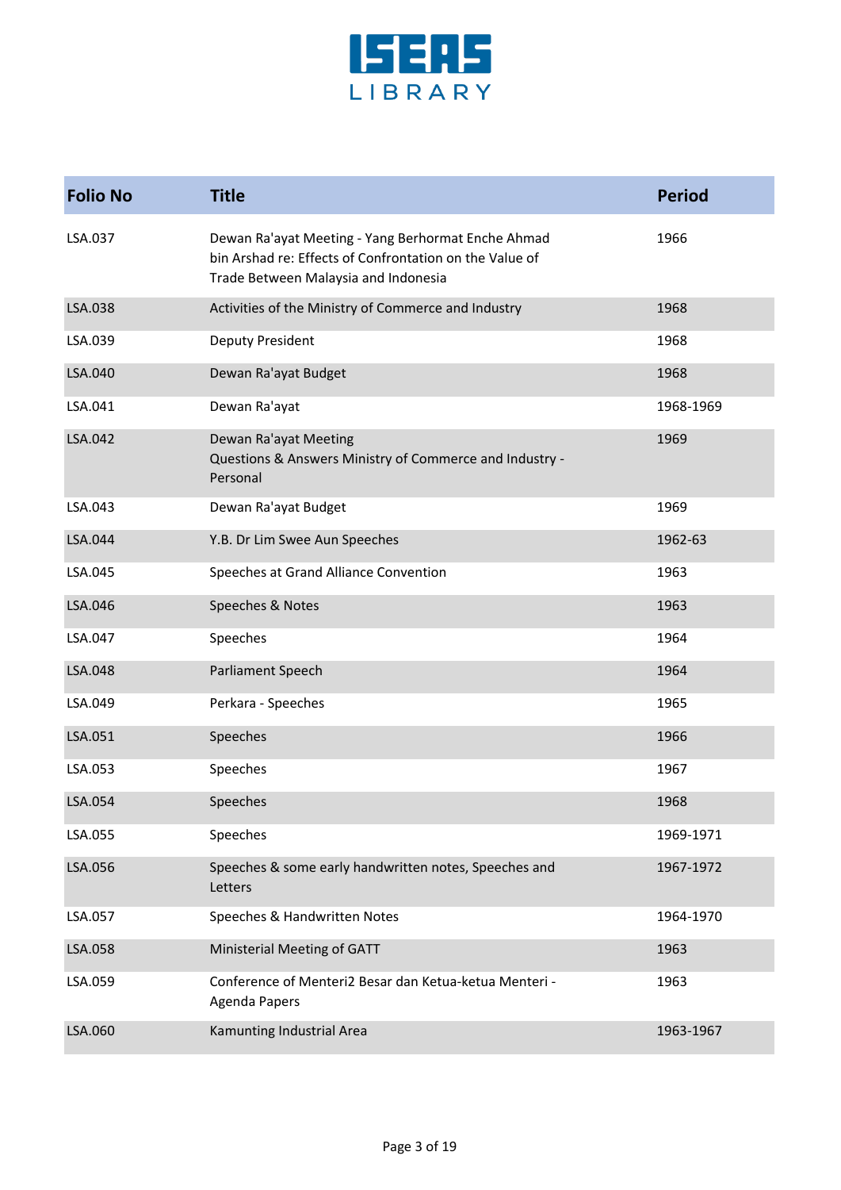| Folio No | Title | Period |
|---|---|---|
| LSA.037 | Dewan Ra'ayat Meeting - Yang Berhormat Enche Ahmad bin Arshad re: Effects of Confrontation on the Value of Trade Between Malaysia and Indonesia | 1966 |
| LSA.038 | Activities of the Ministry of Commerce and Industry | 1968 |
| LSA.039 | Deputy President | 1968 |
| LSA.040 | Dewan Ra'ayat Budget | 1968 |
| LSA.041 | Dewan Ra'ayat | 1968-1969 |
| LSA.042 | Dewan Ra'ayat Meeting<br>Questions & Answers Ministry of Commerce and Industry - Personal | 1969 |
| LSA.043 | Dewan Ra'ayat Budget | 1969 |
| LSA.044 | Y.B. Dr Lim Swee Aun Speeches | 1962-63 |
| LSA.045 | Speeches at Grand Alliance Convention | 1963 |
| LSA.046 | Speeches & Notes | 1963 |
| LSA.047 | Speeches | 1964 |
| LSA.048 | Parliament Speech | 1964 |
| LSA.049 | Perkara - Speeches | 1965 |
| LSA.051 | Speeches | 1966 |
| LSA.053 | Speeches | 1967 |
| LSA.054 | Speeches | 1968 |
| LSA.055 | Speeches | 1969-1971 |
| LSA.056 | Speeches & some early handwritten notes, Speeches and Letters | 1967-1972 |
| LSA.057 | Speeches & Handwritten Notes | 1964-1970 |
| LSA.058 | Ministerial Meeting of GATT | 1963 |
| LSA.059 | Conference of Menteri2 Besar dan Ketua-ketua Menteri - Agenda Papers | 1963 |
| LSA.060 | Kamunting Industrial Area | 1963-1967 |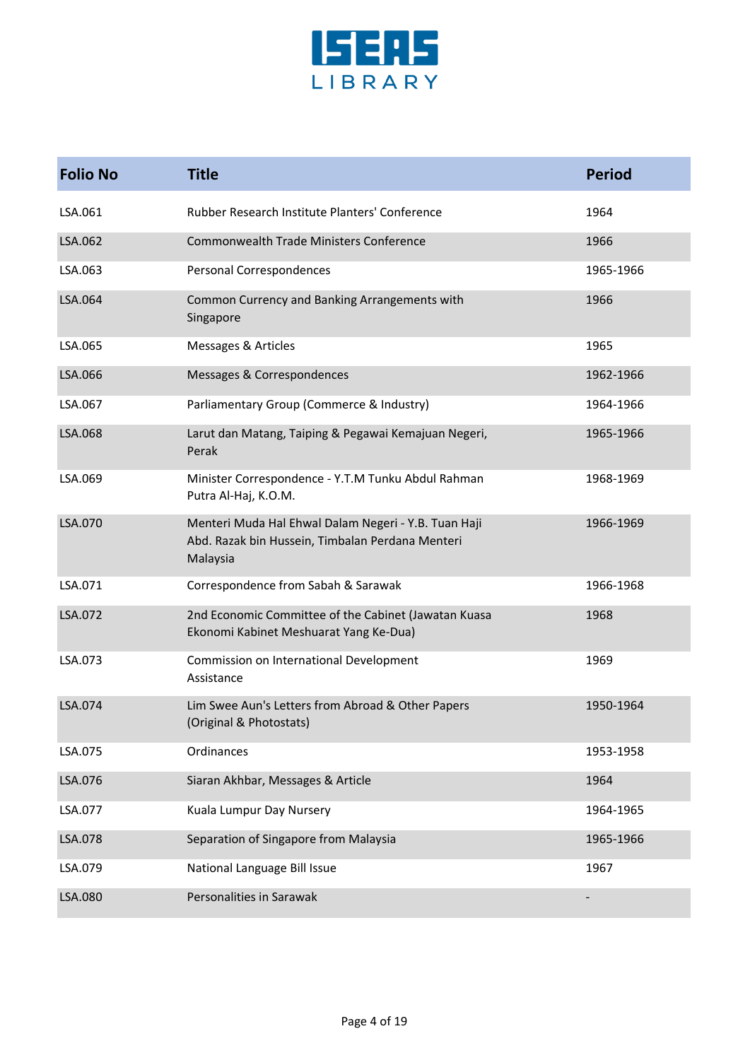| Folio No | Title | Period |
|---|---|---|
| LSA.061 | Rubber Research Institute Planters' Conference | 1964 |
| LSA.062 | Commonwealth Trade Ministers Conference | 1966 |
| LSA.063 | Personal Correspondences | 1965-1966 |
| LSA.064 | Common Currency and Banking Arrangements with Singapore | 1966 |
| LSA.065 | Messages & Articles | 1965 |
| LSA.066 | Messages & Correspondences | 1962-1966 |
| LSA.067 | Parliamentary Group (Commerce & Industry) | 1964-1966 |
| LSA.068 | Larut dan Matang, Taiping & Pegawai Kemajuan Negeri, Perak | 1965-1966 |
| LSA.069 | Minister Correspondence - Y.T.M Tunku Abdul Rahman Putra Al-Haj, K.O.M. | 1968-1969 |
| LSA.070 | Menteri Muda Hal Ehwal Dalam Negeri - Y.B. Tuan Haji Abd. Razak bin Hussein, Timbalan Perdana Menteri Malaysia | 1966-1969 |
| LSA.071 | Correspondence from Sabah & Sarawak | 1966-1968 |
| LSA.072 | 2nd Economic Committee of the Cabinet (Jawatan Kuasa Ekonomi Kabinet Meshuarat Yang Ke-Dua) | 1968 |
| LSA.073 | Commission on International Development Assistance | 1969 |
| LSA.074 | Lim Swee Aun's Letters from Abroad & Other Papers (Original & Photostats) | 1950-1964 |
| LSA.075 | Ordinances | 1953-1958 |
| LSA.076 | Siaran Akhbar, Messages & Article | 1964 |
| LSA.077 | Kuala Lumpur Day Nursery | 1964-1965 |
| LSA.078 | Separation of Singapore from Malaysia | 1965-1966 |
| LSA.079 | National Language Bill Issue | 1967 |
| LSA.080 | Personalities in Sarawak | - |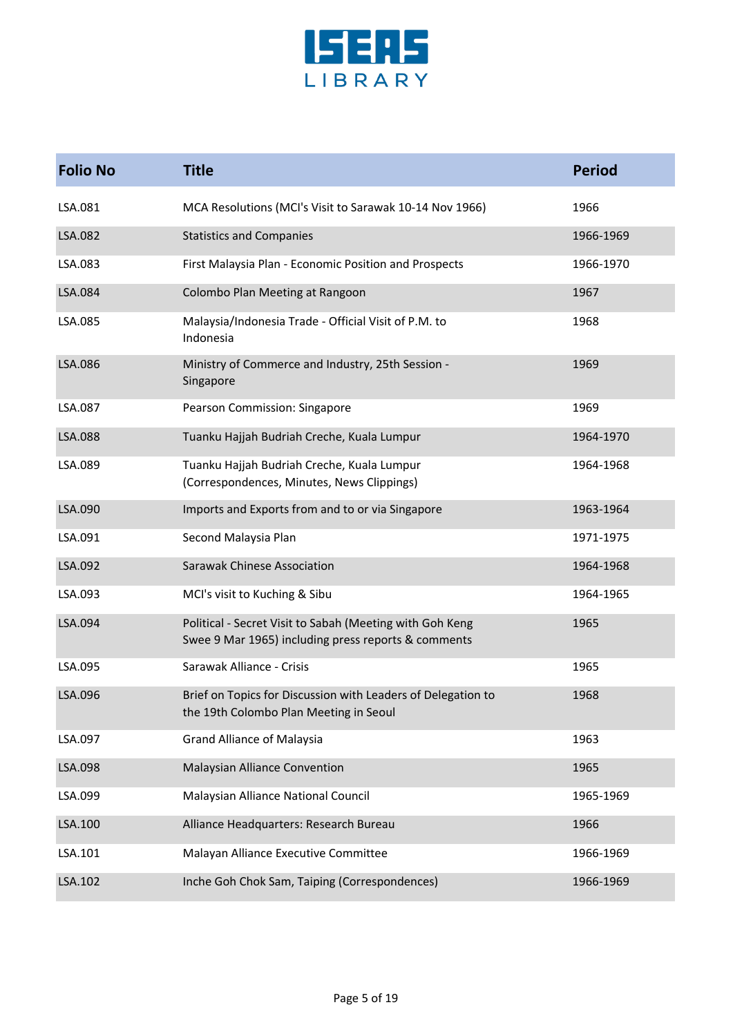| Folio No | Title | Period |
|---|---|---|
| LSA.081 | MCA Resolutions (MCI's Visit to Sarawak 10-14 Nov 1966) | 1966 |
| LSA.082 | Statistics and Companies | 1966-1969 |
| LSA.083 | First Malaysia Plan - Economic Position and Prospects | 1966-1970 |
| LSA.084 | Colombo Plan Meeting at Rangoon | 1967 |
| LSA.085 | Malaysia/Indonesia Trade - Official Visit of P.M. to Indonesia | 1968 |
| LSA.086 | Ministry of Commerce and Industry, 25th Session - Singapore | 1969 |
| LSA.087 | Pearson Commission: Singapore | 1969 |
| LSA.088 | Tuanku Hajjah Budriah Creche, Kuala Lumpur | 1964-1970 |
| LSA.089 | Tuanku Hajjah Budriah Creche, Kuala Lumpur (Correspondences, Minutes, News Clippings) | 1964-1968 |
| LSA.090 | Imports and Exports from and to or via Singapore | 1963-1964 |
| LSA.091 | Second Malaysia Plan | 1971-1975 |
| LSA.092 | Sarawak Chinese Association | 1964-1968 |
| LSA.093 | MCI's visit to Kuching & Sibu | 1964-1965 |
| LSA.094 | Political - Secret Visit to Sabah (Meeting with Goh Keng Swee 9 Mar 1965) including press reports & comments | 1965 |
| LSA.095 | Sarawak Alliance - Crisis | 1965 |
| LSA.096 | Brief on Topics for Discussion with Leaders of Delegation to the 19th Colombo Plan Meeting in Seoul | 1968 |
| LSA.097 | Grand Alliance of Malaysia | 1963 |
| LSA.098 | Malaysian Alliance Convention | 1965 |
| LSA.099 | Malaysian Alliance National Council | 1965-1969 |
| LSA.100 | Alliance Headquarters: Research Bureau | 1966 |
| LSA.101 | Malayan Alliance Executive Committee | 1966-1969 |
| LSA.102 | Inche Goh Chok Sam, Taiping (Correspondences) | 1966-1969 |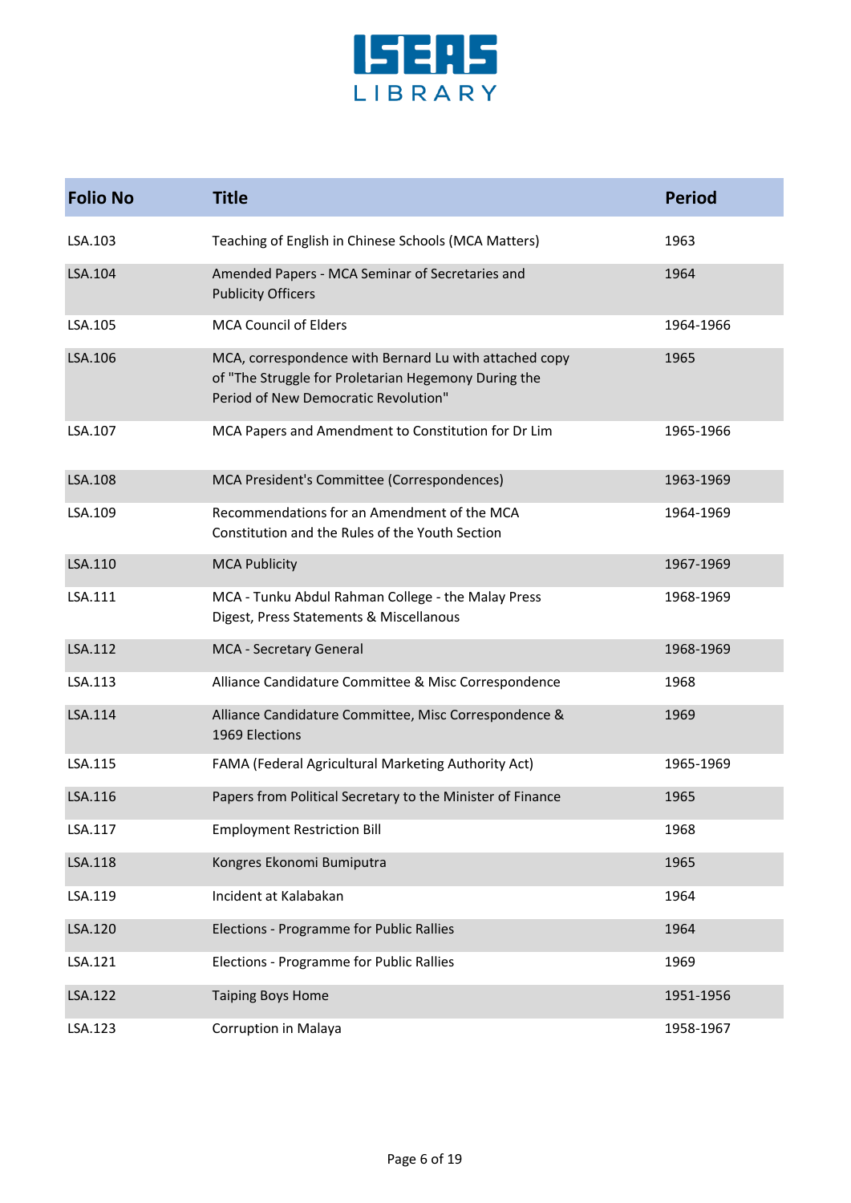| Folio No | Title | Period |
|---|---|---|
| LSA.103 | Teaching of English in Chinese Schools (MCA Matters) | 1963 |
| LSA.104 | Amended Papers - MCA Seminar of Secretaries and Publicity Officers | 1964 |
| LSA.105 | MCA Council of Elders | 1964-1966 |
| LSA.106 | MCA, correspondence with Bernard Lu with attached copy of "The Struggle for Proletarian Hegemony During the Period of New Democratic Revolution" | 1965 |
| LSA.107 | MCA Papers and Amendment to Constitution for Dr Lim | 1965-1966 |
| LSA.108 | MCA President's Committee (Correspondences) | 1963-1969 |
| LSA.109 | Recommendations for an Amendment of the MCA Constitution and the Rules of the Youth Section | 1964-1969 |
| LSA.110 | MCA Publicity | 1967-1969 |
| LSA.111 | MCA - Tunku Abdul Rahman College - the Malay Press Digest, Press Statements & Miscellanous | 1968-1969 |
| LSA.112 | MCA - Secretary General | 1968-1969 |
| LSA.113 | Alliance Candidature Committee & Misc Correspondence | 1968 |
| LSA.114 | Alliance Candidature Committee, Misc Correspondence & 1969 Elections | 1969 |
| LSA.115 | FAMA (Federal Agricultural Marketing Authority Act) | 1965-1969 |
| LSA.116 | Papers from Political Secretary to the Minister of Finance | 1965 |
| LSA.117 | Employment Restriction Bill | 1968 |
| LSA.118 | Kongres Ekonomi Bumiputra | 1965 |
| LSA.119 | Incident at Kalabakan | 1964 |
| LSA.120 | Elections - Programme for Public Rallies | 1964 |
| LSA.121 | Elections - Programme for Public Rallies | 1969 |
| LSA.122 | Taiping Boys Home | 1951-1956 |
| LSA.123 | Corruption in Malaya | 1958-1967 |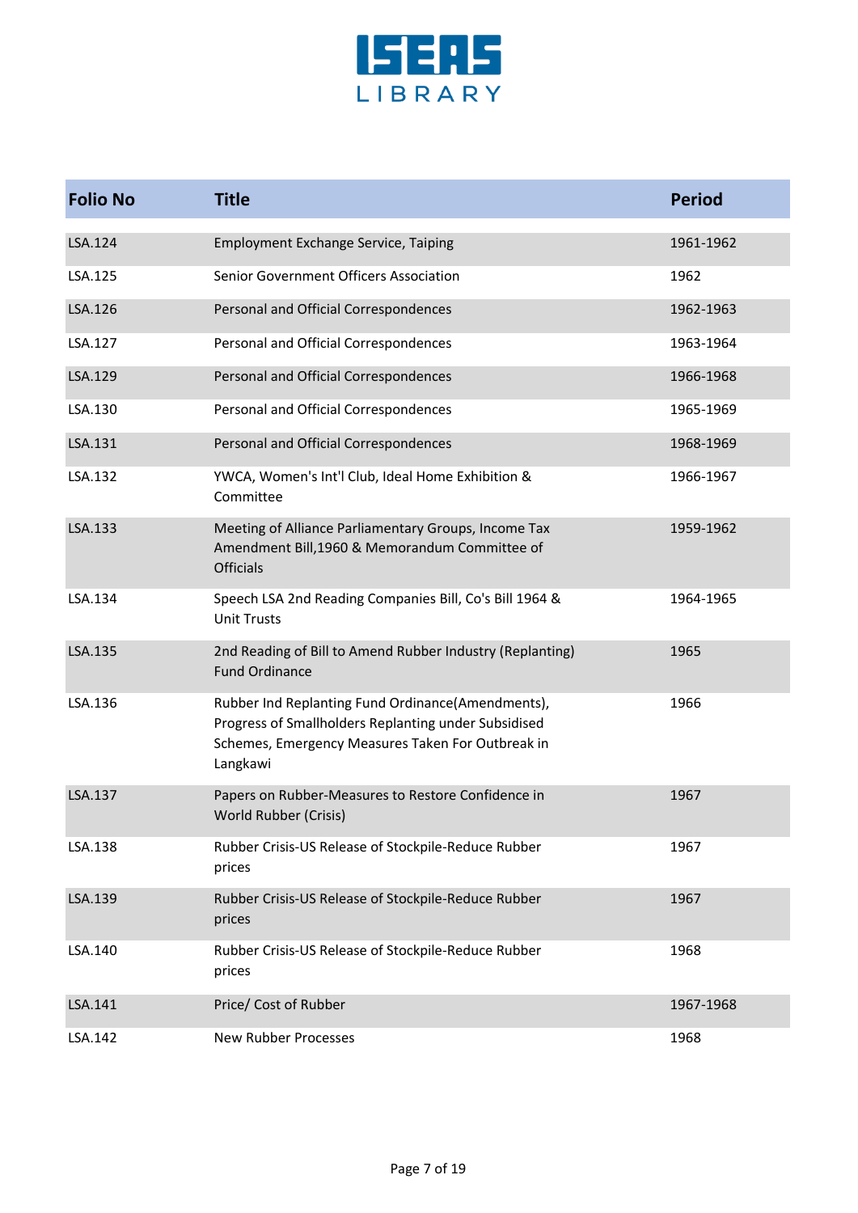| Folio No | Title | Period |
|---|---|---|
| LSA.124 | Employment Exchange Service, Taiping | 1961-1962 |
| LSA.125 | Senior Government Officers Association | 1962 |
| LSA.126 | Personal and Official Correspondences | 1962-1963 |
| LSA.127 | Personal and Official Correspondences | 1963-1964 |
| LSA.129 | Personal and Official Correspondences | 1966-1968 |
| LSA.130 | Personal and Official Correspondences | 1965-1969 |
| LSA.131 | Personal and Official Correspondences | 1968-1969 |
| LSA.132 | YWCA, Women's Int'l Club, Ideal Home Exhibition & Committee | 1966-1967 |
| LSA.133 | Meeting of Alliance Parliamentary Groups, Income Tax Amendment Bill,1960 & Memorandum Committee of Officials | 1959-1962 |
| LSA.134 | Speech LSA 2nd Reading Companies Bill, Co's Bill 1964 & Unit Trusts | 1964-1965 |
| LSA.135 | 2nd Reading of Bill to Amend Rubber Industry (Replanting) Fund Ordinance | 1965 |
| LSA.136 | Rubber Ind Replanting Fund Ordinance(Amendments), Progress of Smallholders Replanting under Subsidised Schemes, Emergency Measures Taken For Outbreak in Langkawi | 1966 |
| LSA.137 | Papers on Rubber-Measures to Restore Confidence in World Rubber (Crisis) | 1967 |
| LSA.138 | Rubber Crisis-US Release of Stockpile-Reduce Rubber prices | 1967 |
| LSA.139 | Rubber Crisis-US Release of Stockpile-Reduce Rubber prices | 1967 |
| LSA.140 | Rubber Crisis-US Release of Stockpile-Reduce Rubber prices | 1968 |
| LSA.141 | Price/ Cost of Rubber | 1967-1968 |
| LSA.142 | New Rubber Processes | 1968 |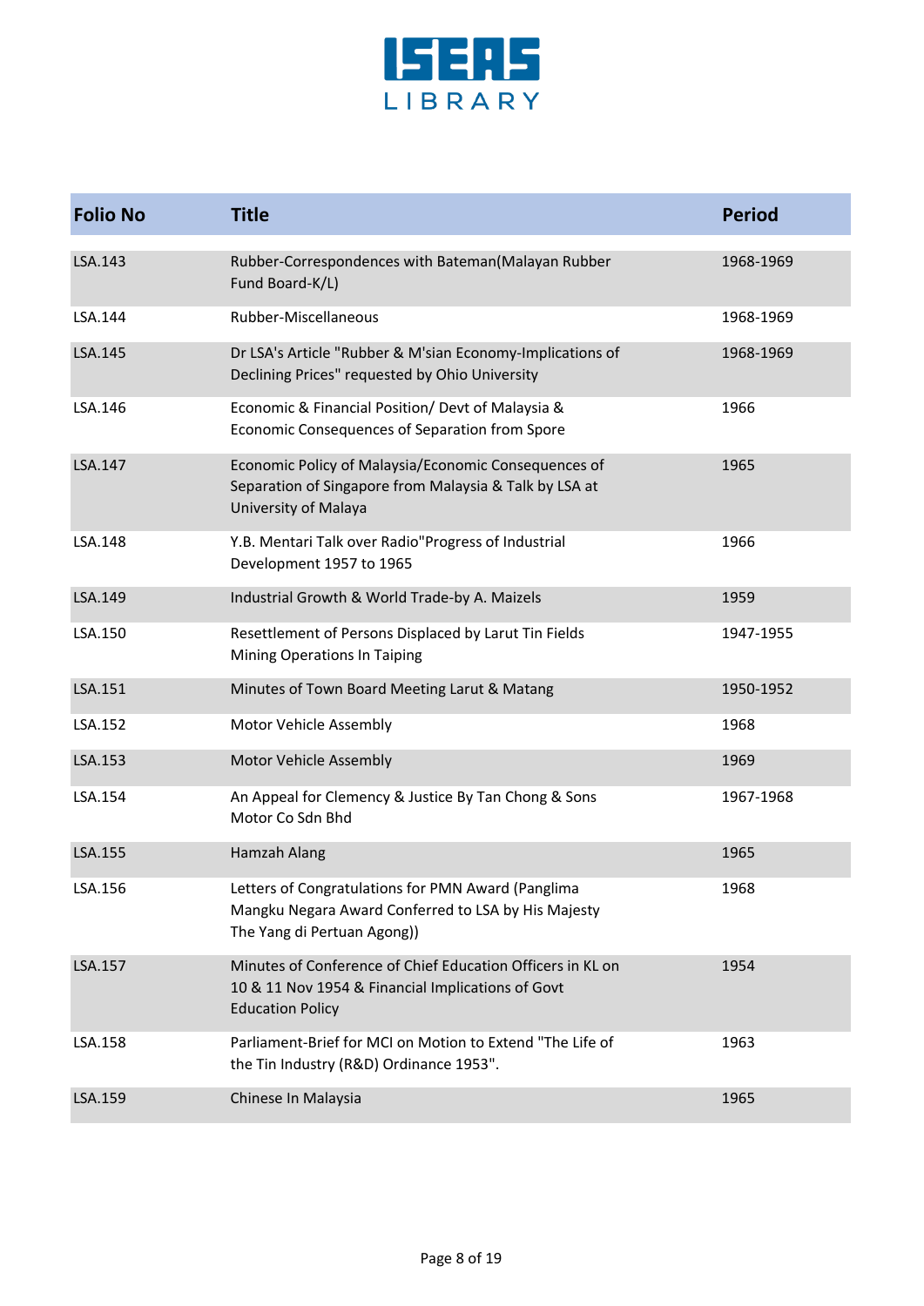| Folio No | Title | Period |
|---|---|---|
| LSA.143 | Rubber-Correspondences with Bateman(Malayan Rubber Fund Board-K/L) | 1968-1969 |
| LSA.144 | Rubber-Miscellaneous | 1968-1969 |
| LSA.145 | Dr LSA's Article "Rubber & M'sian Economy-Implications of Declining Prices" requested by Ohio University | 1968-1969 |
| LSA.146 | Economic & Financial Position/ Devt of Malaysia & Economic Consequences of Separation from Spore | 1966 |
| LSA.147 | Economic Policy of Malaysia/Economic Consequences of Separation of Singapore from Malaysia & Talk by LSA at University of Malaya | 1965 |
| LSA.148 | Y.B. Mentari Talk over Radio"Progress of Industrial Development 1957 to 1965 | 1966 |
| LSA.149 | Industrial Growth & World Trade-by A. Maizels | 1959 |
| LSA.150 | Resettlement of Persons Displaced by Larut Tin Fields Mining Operations In Taiping | 1947-1955 |
| LSA.151 | Minutes of Town Board Meeting Larut & Matang | 1950-1952 |
| LSA.152 | Motor Vehicle Assembly | 1968 |
| LSA.153 | Motor Vehicle Assembly | 1969 |
| LSA.154 | An Appeal for Clemency & Justice By Tan Chong & Sons Motor Co Sdn Bhd | 1967-1968 |
| LSA.155 | Hamzah Alang | 1965 |
| LSA.156 | Letters of Congratulations for PMN Award (Panglima Mangku Negara Award Conferred to LSA by His Majesty The Yang di Pertuan Agong)) | 1968 |
| LSA.157 | Minutes of Conference of Chief Education Officers in KL on 10 & 11 Nov 1954 & Financial Implications of Govt Education Policy | 1954 |
| LSA.158 | Parliament-Brief for MCI on Motion to Extend "The Life of the Tin Industry (R&D) Ordinance 1953". | 1963 |
| LSA.159 | Chinese In Malaysia | 1965 |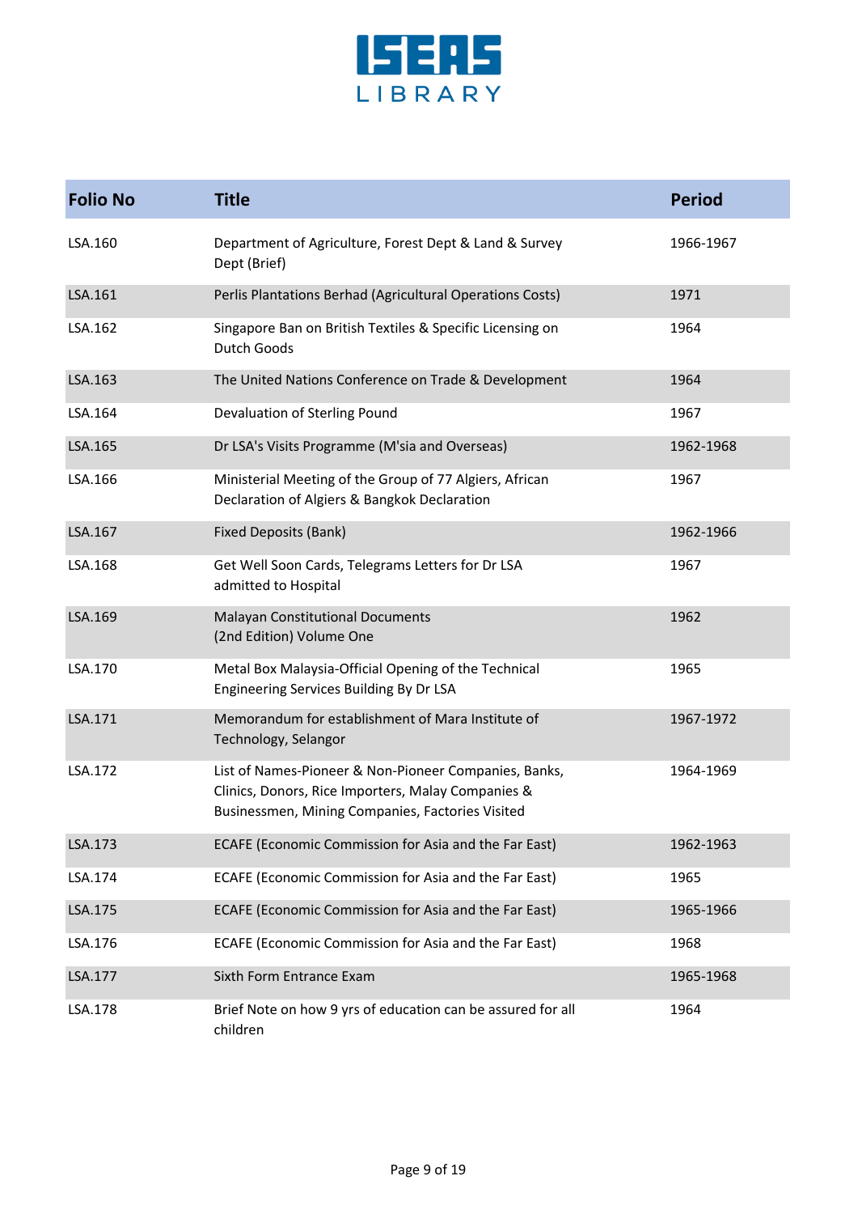| Folio No | Title | Period |
|---|---|---|
| LSA.160 | Department of Agriculture, Forest Dept & Land & Survey Dept (Brief) | 1966-1967 |
| LSA.161 | Perlis Plantations Berhad (Agricultural Operations Costs) | 1971 |
| LSA.162 | Singapore Ban on British Textiles & Specific Licensing on Dutch Goods | 1964 |
| LSA.163 | The United Nations Conference on Trade & Development | 1964 |
| LSA.164 | Devaluation of Sterling Pound | 1967 |
| LSA.165 | Dr LSA's Visits Programme (M'sia and Overseas) | 1962-1968 |
| LSA.166 | Ministerial Meeting of the Group of 77 Algiers, African Declaration of Algiers & Bangkok Declaration | 1967 |
| LSA.167 | Fixed Deposits (Bank) | 1962-1966 |
| LSA.168 | Get Well Soon Cards, Telegrams Letters for Dr LSA admitted to Hospital | 1967 |
| LSA.169 | Malayan Constitutional Documents (2nd Edition) Volume One | 1962 |
| LSA.170 | Metal Box Malaysia-Official Opening of the Technical Engineering Services Building By Dr LSA | 1965 |
| LSA.171 | Memorandum for establishment of Mara Institute of Technology, Selangor | 1967-1972 |
| LSA.172 | List of Names-Pioneer & Non-Pioneer Companies, Banks, Clinics, Donors, Rice Importers, Malay Companies & Businessmen, Mining Companies, Factories Visited | 1964-1969 |
| LSA.173 | ECAFE (Economic Commission for Asia and the Far East) | 1962-1963 |
| LSA.174 | ECAFE (Economic Commission for Asia and the Far East) | 1965 |
| LSA.175 | ECAFE (Economic Commission for Asia and the Far East) | 1965-1966 |
| LSA.176 | ECAFE (Economic Commission for Asia and the Far East) | 1968 |
| LSA.177 | Sixth Form Entrance Exam | 1965-1968 |
| LSA.178 | Brief Note on how 9 yrs of education can be assured for all children | 1964 |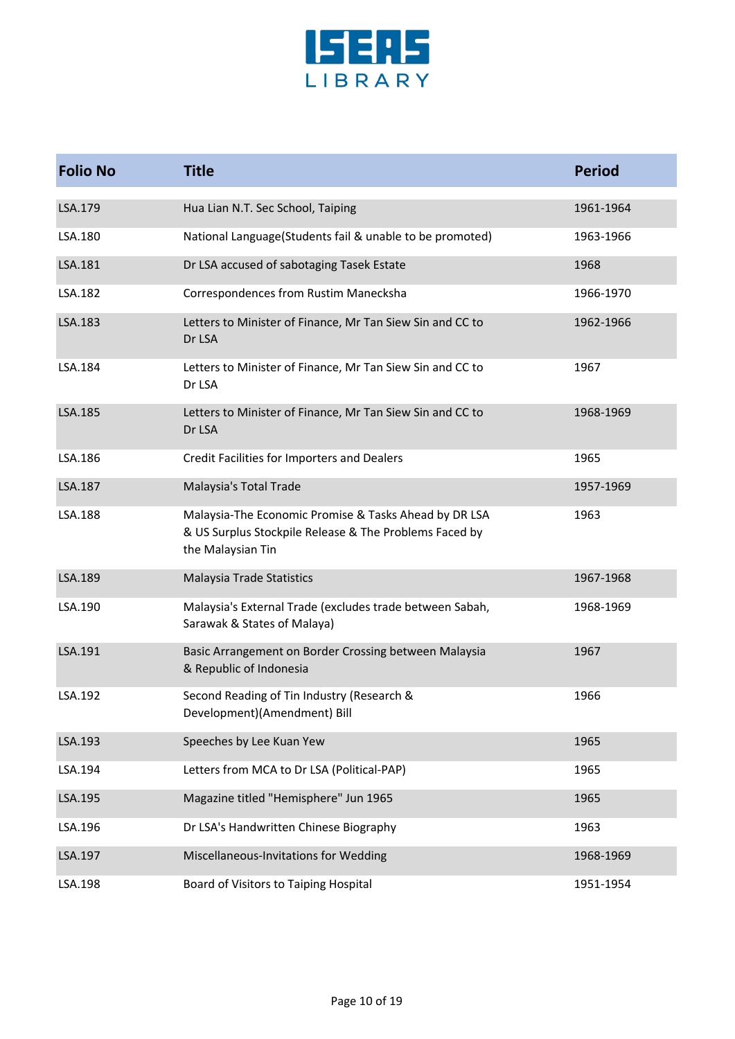| Folio No | Title | Period |
|---|---|---|
| LSA.179 | Hua Lian N.T. Sec School, Taiping | 1961-1964 |
| LSA.180 | National Language(Students fail & unable to be promoted) | 1963-1966 |
| LSA.181 | Dr LSA accused of sabotaging Tasek Estate | 1968 |
| LSA.182 | Correspondences from Rustim Manecksha | 1966-1970 |
| LSA.183 | Letters to Minister of Finance, Mr Tan Siew Sin and CC to Dr LSA | 1962-1966 |
| LSA.184 | Letters to Minister of Finance, Mr Tan Siew Sin and CC to Dr LSA | 1967 |
| LSA.185 | Letters to Minister of Finance, Mr Tan Siew Sin and CC to Dr LSA | 1968-1969 |
| LSA.186 | Credit Facilities for Importers and Dealers | 1965 |
| LSA.187 | Malaysia's Total Trade | 1957-1969 |
| LSA.188 | Malaysia-The Economic Promise & Tasks Ahead by DR LSA & US Surplus Stockpile Release & The Problems Faced by the Malaysian Tin | 1963 |
| LSA.189 | Malaysia Trade Statistics | 1967-1968 |
| LSA.190 | Malaysia's External Trade (excludes trade between Sabah, Sarawak & States of Malaya) | 1968-1969 |
| LSA.191 | Basic Arrangement on Border Crossing between Malaysia & Republic of Indonesia | 1967 |
| LSA.192 | Second Reading of Tin Industry (Research & Development)(Amendment) Bill | 1966 |
| LSA.193 | Speeches by Lee Kuan Yew | 1965 |
| LSA.194 | Letters from MCA to Dr LSA (Political-PAP) | 1965 |
| LSA.195 | Magazine titled "Hemisphere" Jun 1965 | 1965 |
| LSA.196 | Dr LSA's Handwritten Chinese Biography | 1963 |
| LSA.197 | Miscellaneous-Invitations for Wedding | 1968-1969 |
| LSA.198 | Board of Visitors to Taiping Hospital | 1951-1954 |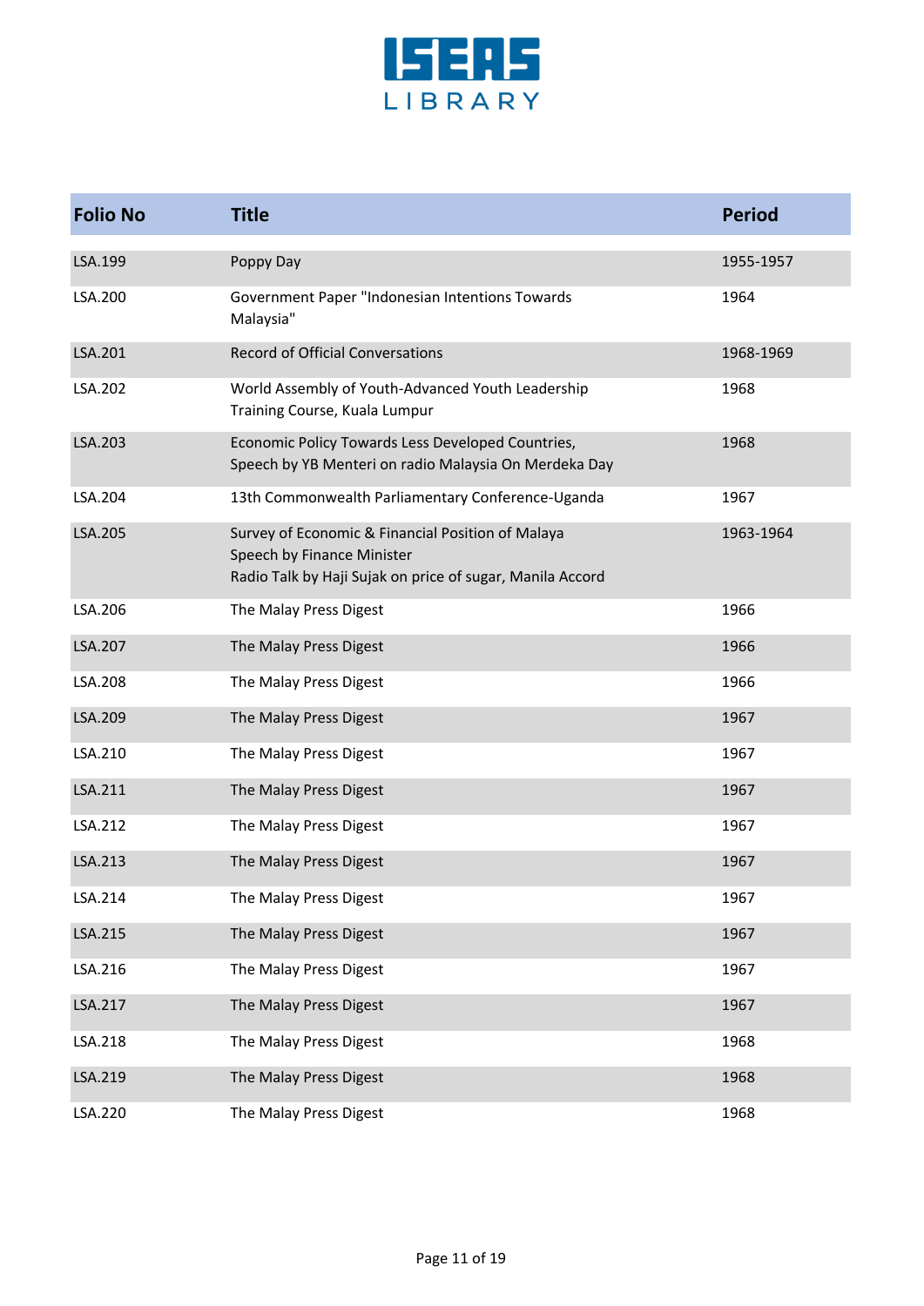| Folio No | Title | Period |
|---|---|---|
| LSA.199 | Poppy Day | 1955-1957 |
| LSA.200 | Government Paper "Indonesian Intentions Towards Malaysia" | 1964 |
| LSA.201 | Record of Official Conversations | 1968-1969 |
| LSA.202 | World Assembly of Youth-Advanced Youth Leadership Training Course, Kuala Lumpur | 1968 |
| LSA.203 | Economic Policy Towards Less Developed Countries, Speech by YB Menteri on radio Malaysia On Merdeka Day | 1968 |
| LSA.204 | 13th Commonwealth Parliamentary Conference-Uganda | 1967 |
| LSA.205 | Survey of Economic & Financial Position of Malaya<br>Speech by Finance Minister<br>Radio Talk by Haji Sujak on price of sugar, Manila Accord | 1963-1964 |
| LSA.206 | The Malay Press Digest | 1966 |
| LSA.207 | The Malay Press Digest | 1966 |
| LSA.208 | The Malay Press Digest | 1966 |
| LSA.209 | The Malay Press Digest | 1967 |
| LSA.210 | The Malay Press Digest | 1967 |
| LSA.211 | The Malay Press Digest | 1967 |
| LSA.212 | The Malay Press Digest | 1967 |
| LSA.213 | The Malay Press Digest | 1967 |
| LSA.214 | The Malay Press Digest | 1967 |
| LSA.215 | The Malay Press Digest | 1967 |
| LSA.216 | The Malay Press Digest | 1967 |
| LSA.217 | The Malay Press Digest | 1967 |
| LSA.218 | The Malay Press Digest | 1968 |
| LSA.219 | The Malay Press Digest | 1968 |
| LSA.220 | The Malay Press Digest | 1968 |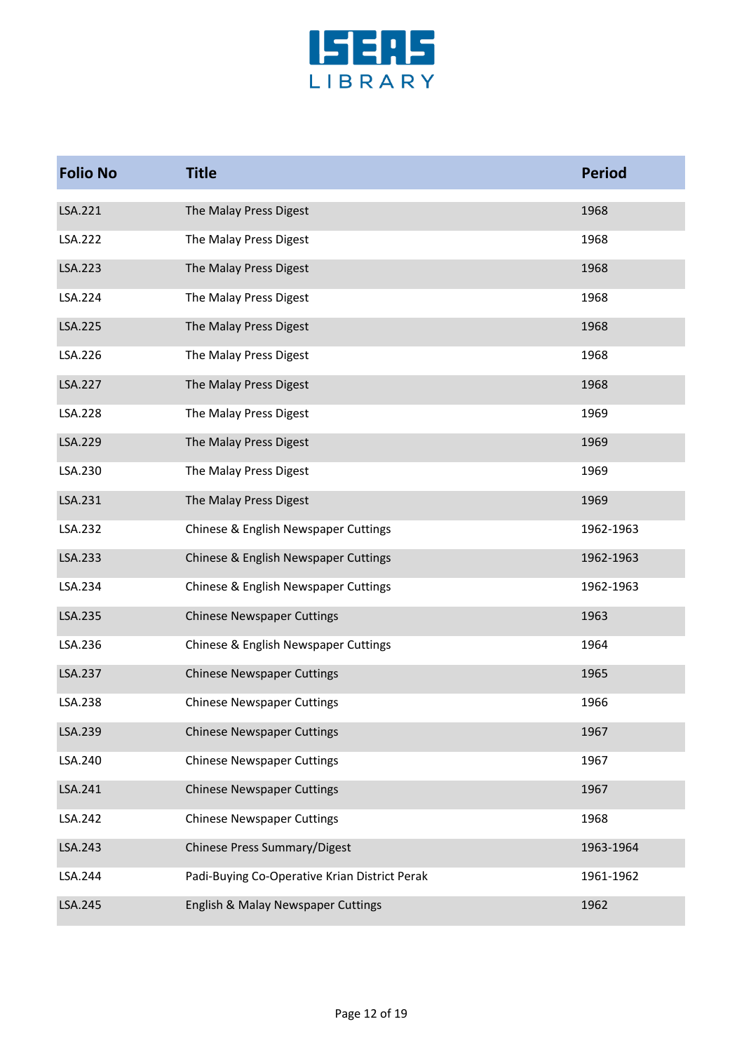| Folio No | Title | Period |
|---|---|---|
| LSA.221 | The Malay Press Digest | 1968 |
| LSA.222 | The Malay Press Digest | 1968 |
| LSA.223 | The Malay Press Digest | 1968 |
| LSA.224 | The Malay Press Digest | 1968 |
| LSA.225 | The Malay Press Digest | 1968 |
| LSA.226 | The Malay Press Digest | 1968 |
| LSA.227 | The Malay Press Digest | 1968 |
| LSA.228 | The Malay Press Digest | 1969 |
| LSA.229 | The Malay Press Digest | 1969 |
| LSA.230 | The Malay Press Digest | 1969 |
| LSA.231 | The Malay Press Digest | 1969 |
| LSA.232 | Chinese & English Newspaper Cuttings | 1962-1963 |
| LSA.233 | Chinese & English Newspaper Cuttings | 1962-1963 |
| LSA.234 | Chinese & English Newspaper Cuttings | 1962-1963 |
| LSA.235 | Chinese Newspaper Cuttings | 1963 |
| LSA.236 | Chinese & English Newspaper Cuttings | 1964 |
| LSA.237 | Chinese Newspaper Cuttings | 1965 |
| LSA.238 | Chinese Newspaper Cuttings | 1966 |
| LSA.239 | Chinese Newspaper Cuttings | 1967 |
| LSA.240 | Chinese Newspaper Cuttings | 1967 |
| LSA.241 | Chinese Newspaper Cuttings | 1967 |
| LSA.242 | Chinese Newspaper Cuttings | 1968 |
| LSA.243 | Chinese Press Summary/Digest | 1963-1964 |
| LSA.244 | Padi-Buying Co-Operative Krian District Perak | 1961-1962 |
| LSA.245 | English & Malay Newspaper Cuttings | 1962 |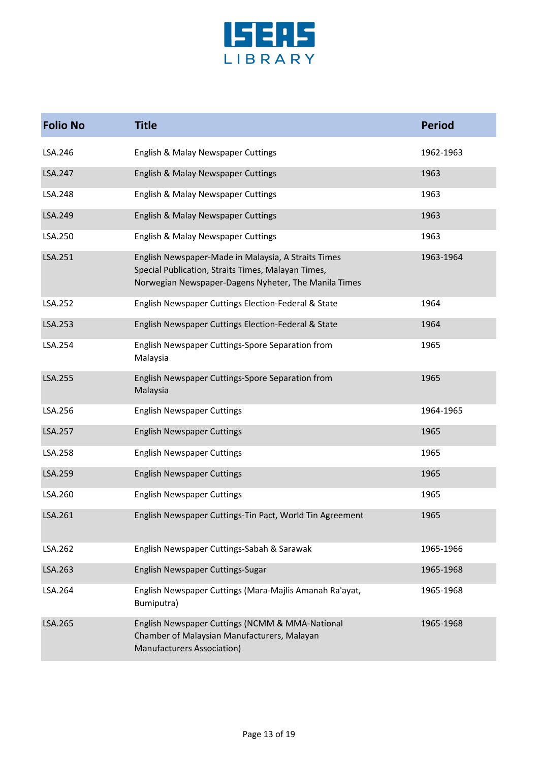| Folio No | Title | Period |
|---|---|---|
| LSA.246 | English & Malay Newspaper Cuttings | 1962-1963 |
| LSA.247 | English & Malay Newspaper Cuttings | 1963 |
| LSA.248 | English & Malay Newspaper Cuttings | 1963 |
| LSA.249 | English & Malay Newspaper Cuttings | 1963 |
| LSA.250 | English & Malay Newspaper Cuttings | 1963 |
| LSA.251 | English Newspaper-Made in Malaysia, A Straits Times Special Publication, Straits Times, Malayan Times, Norwegian Newspaper-Dagens Nyheter, The Manila Times | 1963-1964 |
| LSA.252 | English Newspaper Cuttings Election-Federal & State | 1964 |
| LSA.253 | English Newspaper Cuttings Election-Federal & State | 1964 |
| LSA.254 | English Newspaper Cuttings-Spore Separation from Malaysia | 1965 |
| LSA.255 | English Newspaper Cuttings-Spore Separation from Malaysia | 1965 |
| LSA.256 | English Newspaper Cuttings | 1964-1965 |
| LSA.257 | English Newspaper Cuttings | 1965 |
| LSA.258 | English Newspaper Cuttings | 1965 |
| LSA.259 | English Newspaper Cuttings | 1965 |
| LSA.260 | English Newspaper Cuttings | 1965 |
| LSA.261 | English Newspaper Cuttings-Tin Pact, World Tin Agreement | 1965 |
| LSA.262 | English Newspaper Cuttings-Sabah & Sarawak | 1965-1966 |
| LSA.263 | English Newspaper Cuttings-Sugar | 1965-1968 |
| LSA.264 | English Newspaper Cuttings (Mara-Majlis Amanah Ra'ayat, Bumiputra) | 1965-1968 |
| LSA.265 | English Newspaper Cuttings (NCMM & MMA-National Chamber of Malaysian Manufacturers, Malayan Manufacturers Association) | 1965-1968 |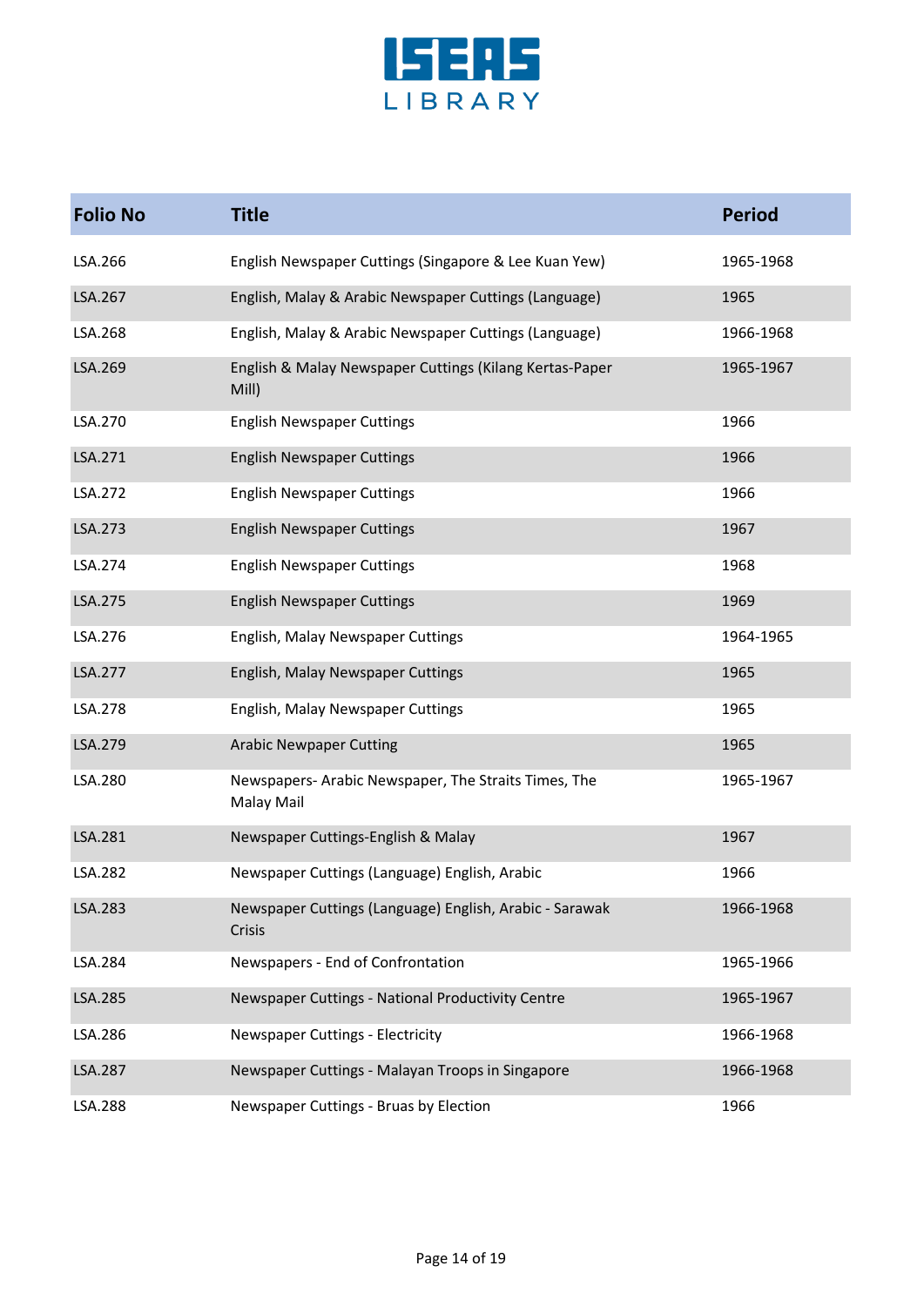| Folio No | Title | Period |
|---|---|---|
| LSA.266 | English Newspaper Cuttings (Singapore & Lee Kuan Yew) | 1965-1968 |
| LSA.267 | English, Malay & Arabic Newspaper Cuttings (Language) | 1965 |
| LSA.268 | English, Malay & Arabic Newspaper Cuttings (Language) | 1966-1968 |
| LSA.269 | English & Malay Newspaper Cuttings (Kilang Kertas-Paper Mill) | 1965-1967 |
| LSA.270 | English Newspaper Cuttings | 1966 |
| LSA.271 | English Newspaper Cuttings | 1966 |
| LSA.272 | English Newspaper Cuttings | 1966 |
| LSA.273 | English Newspaper Cuttings | 1967 |
| LSA.274 | English Newspaper Cuttings | 1968 |
| LSA.275 | English Newspaper Cuttings | 1969 |
| LSA.276 | English, Malay Newspaper Cuttings | 1964-1965 |
| LSA.277 | English, Malay Newspaper Cuttings | 1965 |
| LSA.278 | English, Malay Newspaper Cuttings | 1965 |
| LSA.279 | Arabic Newpaper Cutting | 1965 |
| LSA.280 | Newspapers- Arabic Newspaper, The Straits Times, The Malay Mail | 1965-1967 |
| LSA.281 | Newspaper Cuttings-English & Malay | 1967 |
| LSA.282 | Newspaper Cuttings (Language) English, Arabic | 1966 |
| LSA.283 | Newspaper Cuttings (Language) English, Arabic - Sarawak Crisis | 1966-1968 |
| LSA.284 | Newspapers - End of Confrontation | 1965-1966 |
| LSA.285 | Newspaper Cuttings - National Productivity Centre | 1965-1967 |
| LSA.286 | Newspaper Cuttings - Electricity | 1966-1968 |
| LSA.287 | Newspaper Cuttings - Malayan Troops in Singapore | 1966-1968 |
| LSA.288 | Newspaper Cuttings - Bruas by Election | 1966 |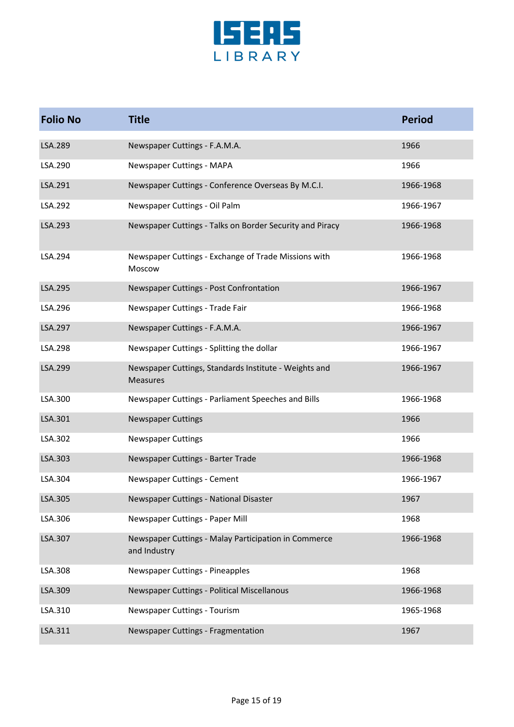| Folio No | Title | Period |
|---|---|---|
| LSA.289 | Newspaper Cuttings - F.A.M.A. | 1966 |
| LSA.290 | Newspaper Cuttings - MAPA | 1966 |
| LSA.291 | Newspaper Cuttings - Conference Overseas By M.C.I. | 1966-1968 |
| LSA.292 | Newspaper Cuttings - Oil Palm | 1966-1967 |
| LSA.293 | Newspaper Cuttings - Talks on Border Security and Piracy | 1966-1968 |
| LSA.294 | Newspaper Cuttings - Exchange of Trade Missions with Moscow | 1966-1968 |
| LSA.295 | Newspaper Cuttings - Post Confrontation | 1966-1967 |
| LSA.296 | Newspaper Cuttings - Trade Fair | 1966-1968 |
| LSA.297 | Newspaper Cuttings - F.A.M.A. | 1966-1967 |
| LSA.298 | Newspaper Cuttings - Splitting the dollar | 1966-1967 |
| LSA.299 | Newspaper Cuttings, Standards Institute - Weights and Measures | 1966-1967 |
| LSA.300 | Newspaper Cuttings - Parliament Speeches and Bills | 1966-1968 |
| LSA.301 | Newspaper Cuttings | 1966 |
| LSA.302 | Newspaper Cuttings | 1966 |
| LSA.303 | Newspaper Cuttings - Barter Trade | 1966-1968 |
| LSA.304 | Newspaper Cuttings - Cement | 1966-1967 |
| LSA.305 | Newspaper Cuttings - National Disaster | 1967 |
| LSA.306 | Newspaper Cuttings - Paper Mill | 1968 |
| LSA.307 | Newspaper Cuttings - Malay Participation in Commerce and Industry | 1966-1968 |
| LSA.308 | Newspaper Cuttings - Pineapples | 1968 |
| LSA.309 | Newspaper Cuttings - Political Miscellanous | 1966-1968 |
| LSA.310 | Newspaper Cuttings - Tourism | 1965-1968 |
| LSA.311 | Newspaper Cuttings - Fragmentation | 1967 |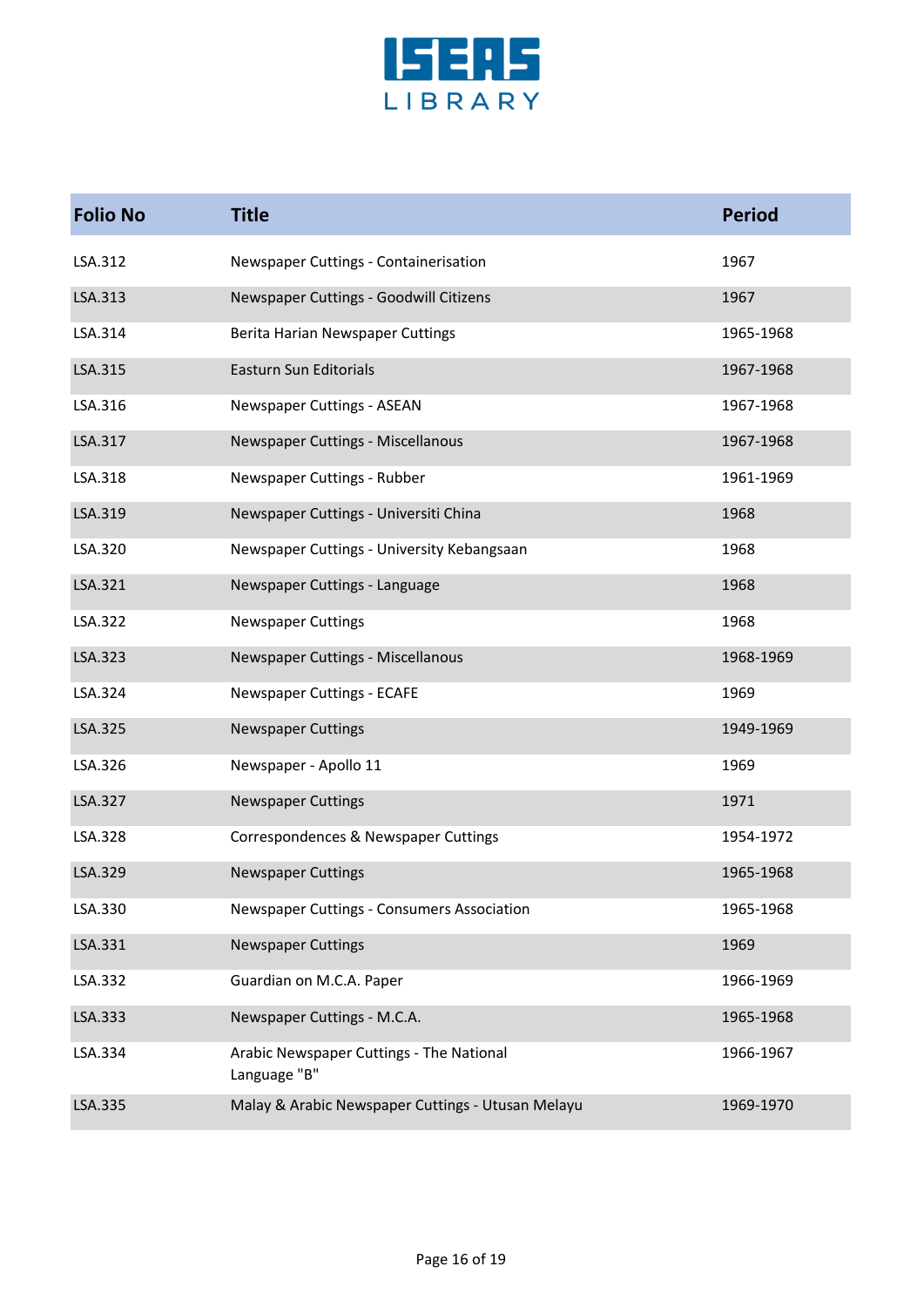| Folio No | Title | Period |
|---|---|---|
| LSA.312 | Newspaper Cuttings - Containerisation | 1967 |
| LSA.313 | Newspaper Cuttings - Goodwill Citizens | 1967 |
| LSA.314 | Berita Harian Newspaper Cuttings | 1965-1968 |
| LSA.315 | Easturn Sun Editorials | 1967-1968 |
| LSA.316 | Newspaper Cuttings - ASEAN | 1967-1968 |
| LSA.317 | Newspaper Cuttings - Miscellanous | 1967-1968 |
| LSA.318 | Newspaper Cuttings - Rubber | 1961-1969 |
| LSA.319 | Newspaper Cuttings - Universiti China | 1968 |
| LSA.320 | Newspaper Cuttings - University Kebangsaan | 1968 |
| LSA.321 | Newspaper Cuttings - Language | 1968 |
| LSA.322 | Newspaper Cuttings | 1968 |
| LSA.323 | Newspaper Cuttings - Miscellanous | 1968-1969 |
| LSA.324 | Newspaper Cuttings - ECAFE | 1969 |
| LSA.325 | Newspaper Cuttings | 1949-1969 |
| LSA.326 | Newspaper - Apollo 11 | 1969 |
| LSA.327 | Newspaper Cuttings | 1971 |
| LSA.328 | Correspondences & Newspaper Cuttings | 1954-1972 |
| LSA.329 | Newspaper Cuttings | 1965-1968 |
| LSA.330 | Newspaper Cuttings - Consumers Association | 1965-1968 |
| LSA.331 | Newspaper Cuttings | 1969 |
| LSA.332 | Guardian on M.C.A. Paper | 1966-1969 |
| LSA.333 | Newspaper Cuttings - M.C.A. | 1965-1968 |
| LSA.334 | Arabic Newspaper Cuttings - The National Language "B" | 1966-1967 |
| LSA.335 | Malay & Arabic Newspaper Cuttings - Utusan Melayu | 1969-1970 |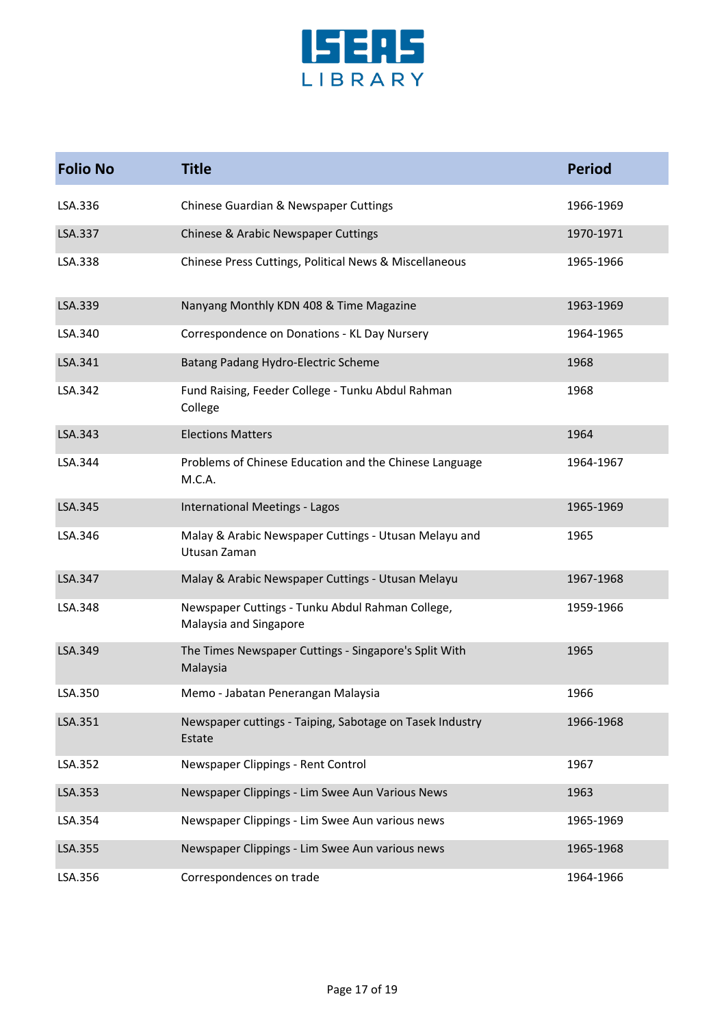| Folio No | Title | Period |
|---|---|---|
| LSA.336 | Chinese Guardian & Newspaper Cuttings | 1966-1969 |
| LSA.337 | Chinese & Arabic Newspaper Cuttings | 1970-1971 |
| LSA.338 | Chinese Press Cuttings, Political News & Miscellaneous | 1965-1966 |
| LSA.339 | Nanyang Monthly KDN 408 & Time Magazine | 1963-1969 |
| LSA.340 | Correspondence on Donations - KL Day Nursery | 1964-1965 |
| LSA.341 | Batang Padang Hydro-Electric Scheme | 1968 |
| LSA.342 | Fund Raising, Feeder College - Tunku Abdul Rahman College | 1968 |
| LSA.343 | Elections Matters | 1964 |
| LSA.344 | Problems of Chinese Education and the Chinese Language M.C.A. | 1964-1967 |
| LSA.345 | International Meetings - Lagos | 1965-1969 |
| LSA.346 | Malay & Arabic Newspaper Cuttings - Utusan Melayu and Utusan Zaman | 1965 |
| LSA.347 | Malay & Arabic Newspaper Cuttings - Utusan Melayu | 1967-1968 |
| LSA.348 | Newspaper Cuttings - Tunku Abdul Rahman College, Malaysia and Singapore | 1959-1966 |
| LSA.349 | The Times Newspaper Cuttings - Singapore's Split With Malaysia | 1965 |
| LSA.350 | Memo - Jabatan Penerangan Malaysia | 1966 |
| LSA.351 | Newspaper cuttings - Taiping, Sabotage on Tasek Industry Estate | 1966-1968 |
| LSA.352 | Newspaper Clippings - Rent Control | 1967 |
| LSA.353 | Newspaper Clippings - Lim Swee Aun Various News | 1963 |
| LSA.354 | Newspaper Clippings - Lim Swee Aun various news | 1965-1969 |
| LSA.355 | Newspaper Clippings - Lim Swee Aun various news | 1965-1968 |
| LSA.356 | Correspondences on trade | 1964-1966 |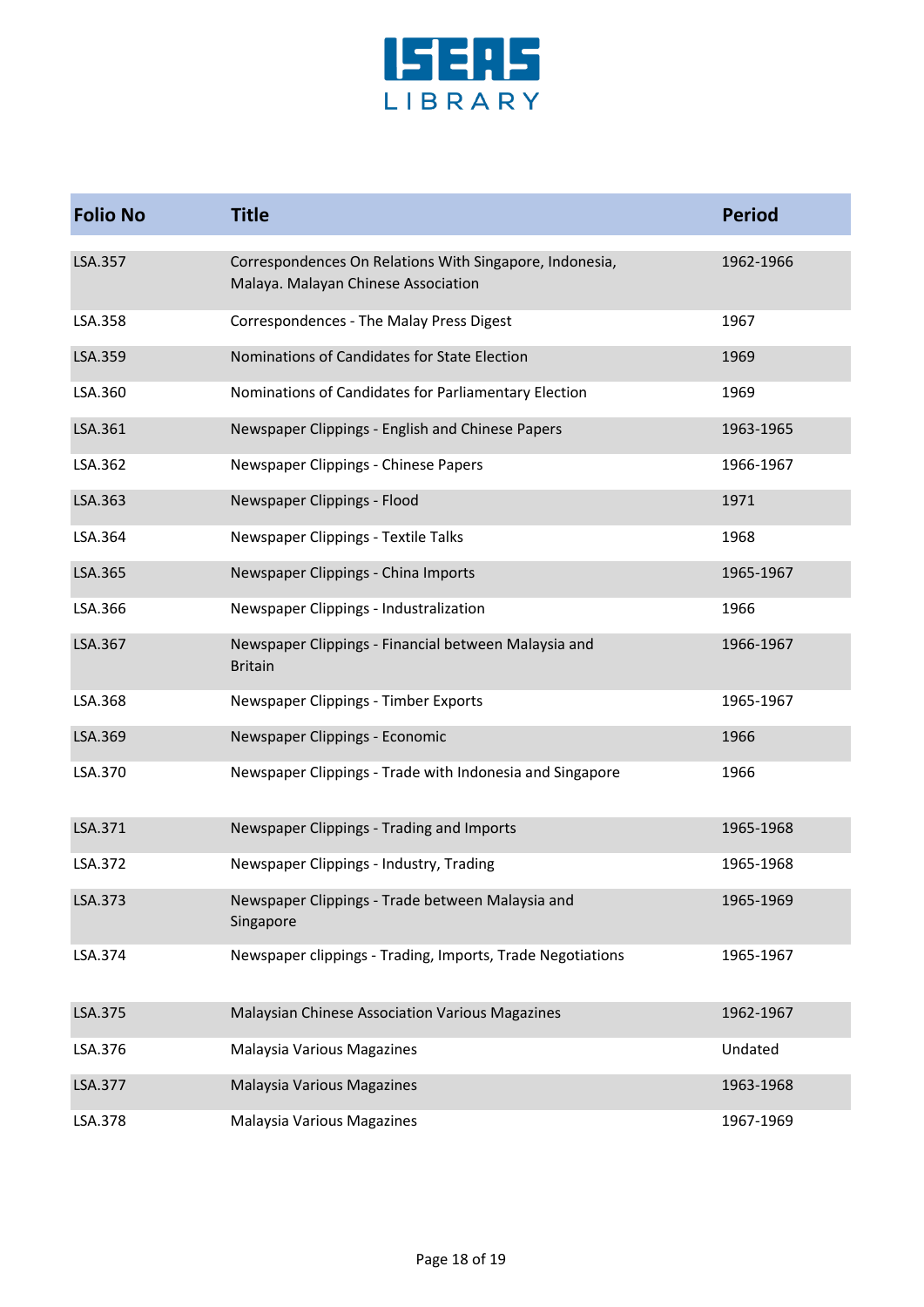| Folio No | Title | Period |
|---|---|---|
| LSA.357 | Correspondences On Relations With Singapore, Indonesia, Malaya. Malayan Chinese Association | 1962-1966 |
| LSA.358 | Correspondences - The Malay Press Digest | 1967 |
| LSA.359 | Nominations of Candidates for State Election | 1969 |
| LSA.360 | Nominations of Candidates for Parliamentary Election | 1969 |
| LSA.361 | Newspaper Clippings - English and Chinese Papers | 1963-1965 |
| LSA.362 | Newspaper Clippings - Chinese Papers | 1966-1967 |
| LSA.363 | Newspaper Clippings - Flood | 1971 |
| LSA.364 | Newspaper Clippings - Textile Talks | 1968 |
| LSA.365 | Newspaper Clippings - China Imports | 1965-1967 |
| LSA.366 | Newspaper Clippings - Industralization | 1966 |
| LSA.367 | Newspaper Clippings - Financial between Malaysia and Britain | 1966-1967 |
| LSA.368 | Newspaper Clippings - Timber Exports | 1965-1967 |
| LSA.369 | Newspaper Clippings - Economic | 1966 |
| LSA.370 | Newspaper Clippings - Trade with Indonesia and Singapore | 1966 |
| LSA.371 | Newspaper Clippings - Trading and Imports | 1965-1968 |
| LSA.372 | Newspaper Clippings - Industry, Trading | 1965-1968 |
| LSA.373 | Newspaper Clippings - Trade between Malaysia and Singapore | 1965-1969 |
| LSA.374 | Newspaper clippings - Trading, Imports, Trade Negotiations | 1965-1967 |
| LSA.375 | Malaysian Chinese Association Various Magazines | 1962-1967 |
| LSA.376 | Malaysia Various Magazines | Undated |
| LSA.377 | Malaysia Various Magazines | 1963-1968 |
| LSA.378 | Malaysia Various Magazines | 1967-1969 |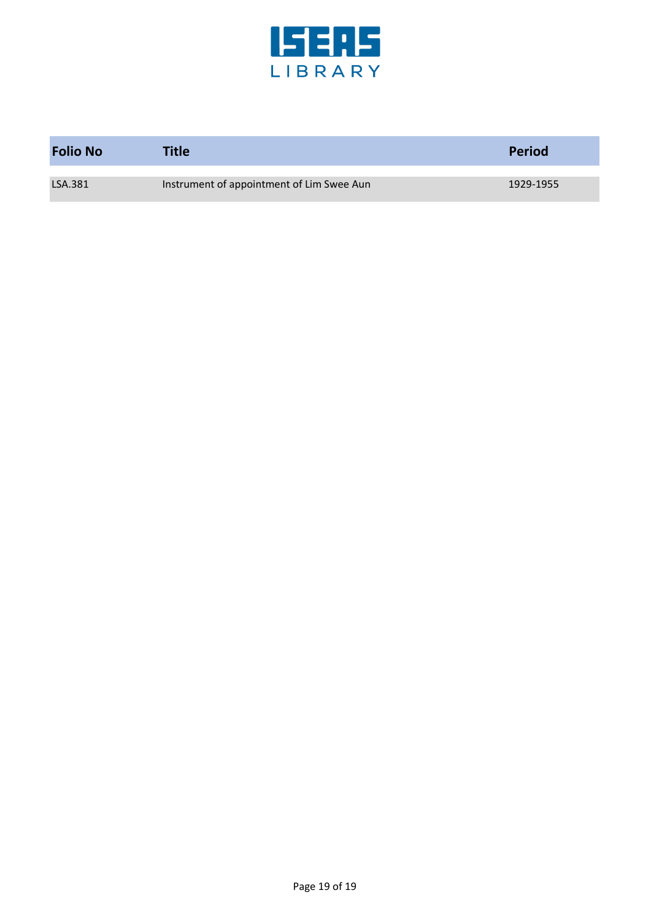ISEAS LIBRARY

| Folio No | Title | Period |
|---|---|---|
| LSA.381 | Instrument of appointment of Lim Swee Aun | 1929-1955 |